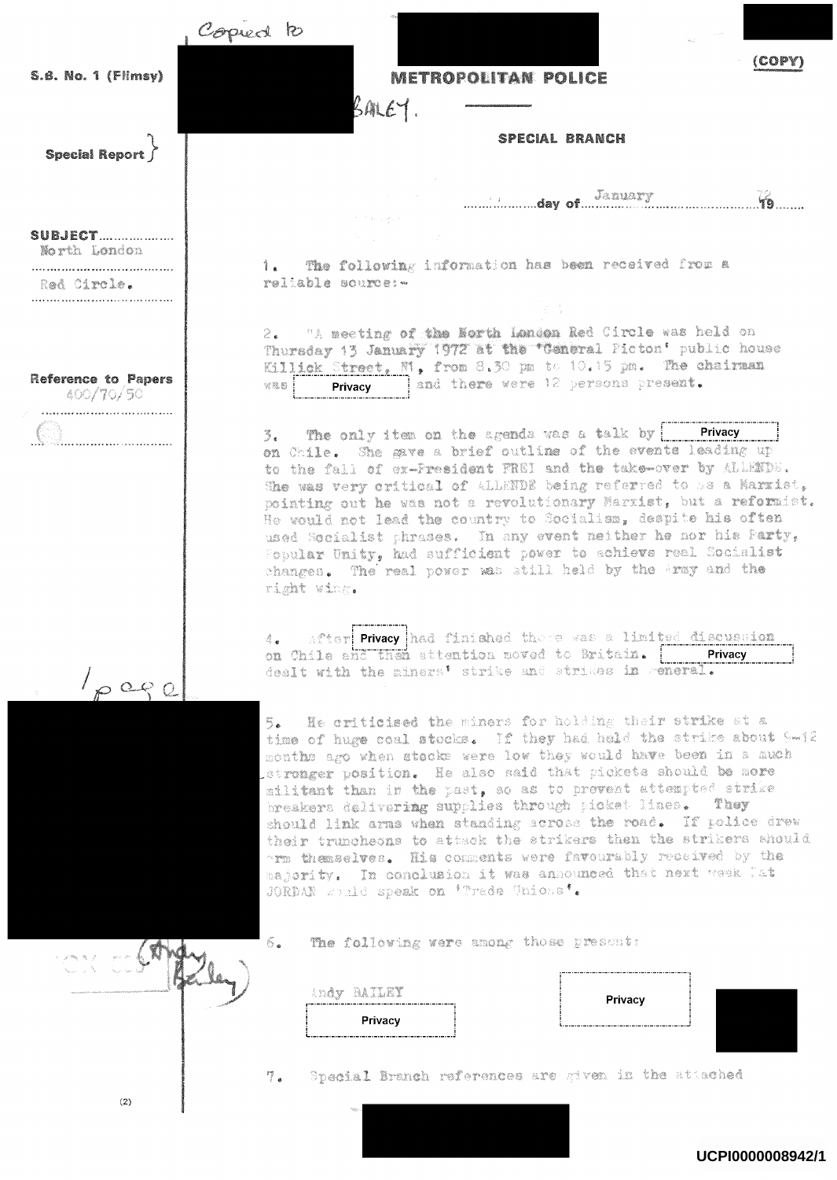Copied to

BAILEY.

S.B. No. 1 (Flimsy)

(COPY)

**METROPOLITAN POLICE**

**SPECIAL BRANCH**

Special Report

........day of January 1972

SUBJECT: North London Red Circle.

Reference to Papers: 400/70/50

1. The following information has been received from a reliable source:-

2. "A meeting of the North London Red Circle was held on Thursday 13 January 1972 at the 'General Picton' public house Killick Street, N1, from 8.30 pm to 10.15 pm. The chairman was [Privacy] and there were 12 persons present.

3. The only item on the agenda was a talk by [Privacy] on Chile. She gave a brief outline of the events leading up to the fall of ex-President FREI and the take-over by ALLENDE. She was very critical of ALLENDE being referred to as a Marxist, pointing out he was not a revolutionary Marxist, but a reformist. He would not lead the country to Socialism, despite his often used Socialist phrases. In any event neither he nor his Party, Popular Unity, had sufficient power to achieve real Socialist changes. The real power was still held by the Army and the right wing.

4. After [Privacy] had finished there was a limited discussion on Chile and then attention moved to Britain. [Privacy] dealt with the miners' strike and strikes in general.

5. He criticised the miners for holding their strike at a time of huge coal stocks. If they had held the strike about 6-12 months ago when stocks were low they would have been in a much stronger position. He also said that pickets should be more militant than in the past, so as to prevent attempted strike breakers delivering supplies through picket lines. They should link arms when standing across the road. If police drew their truncheons to attack the strikers then the strikers should arm themselves. His comments were favourably received by the majority. In conclusion it was announced that next week Pat JORDAN would speak on 'Trade Unions'.

6. The following were among those present:

Andy BAILEY [Privacy] [Privacy]

(Andy Bailey)

7. Special Branch references are given in the attached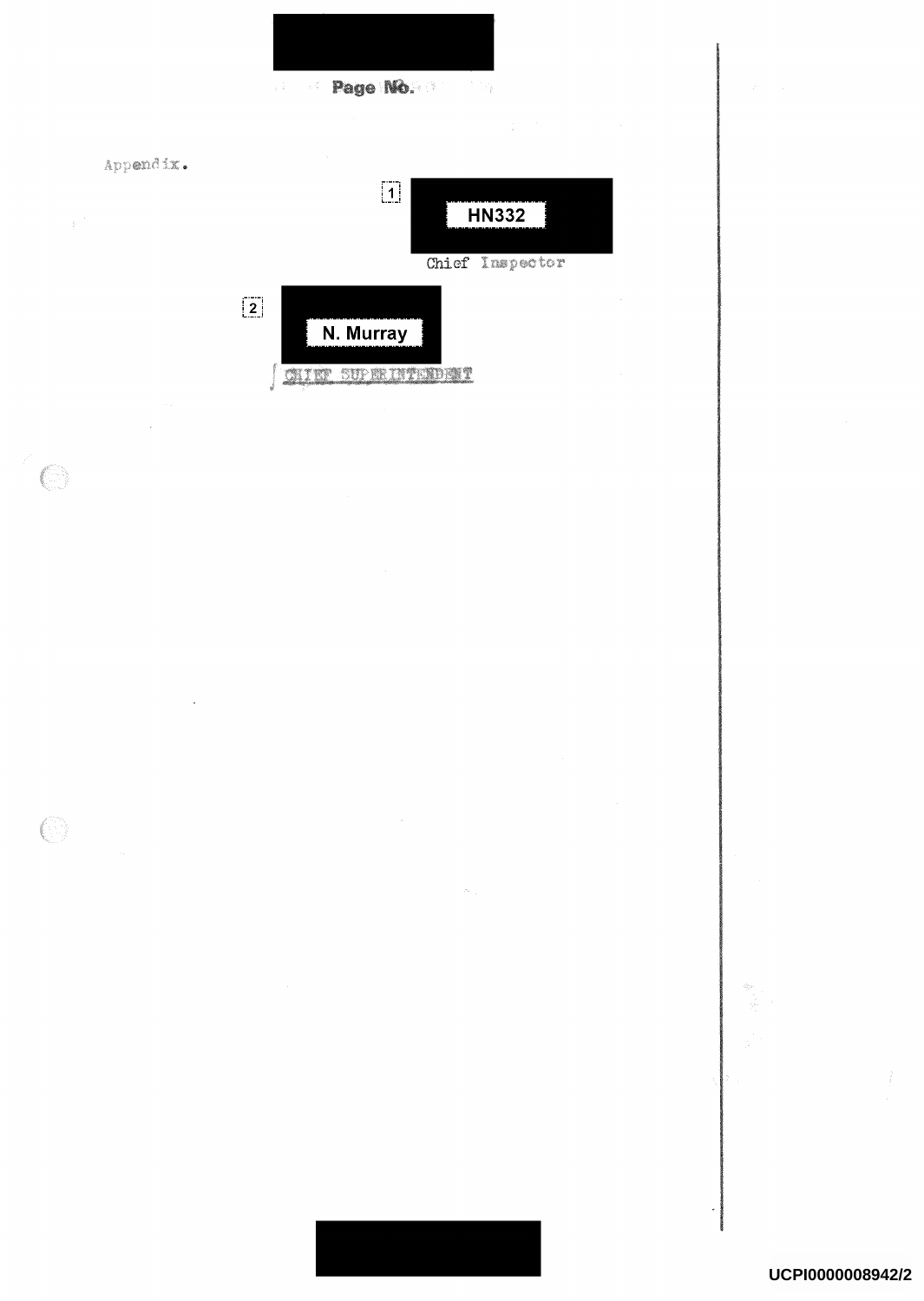Appendix.

[1] HN332

Chief Inspector

[2] N. Murray

CHIEF SUPERINTENDENT

UCPI0000008942/2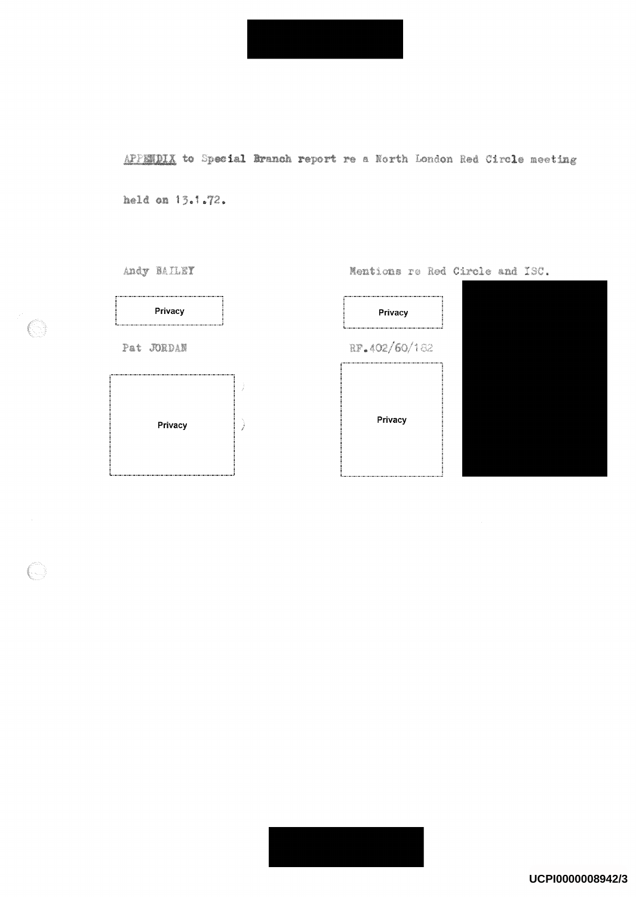APPENDIX to Special Branch report re a North London Red Circle meeting held on 13.1.72.

| | |
|---|---|
| Andy BAILEY | Mentions re Red Circle and ISC. |
| Privacy | Privacy |
| Pat JORDAN | RF.402/60/182 |
| Privacy | Privacy |

UCPI0000008942/3